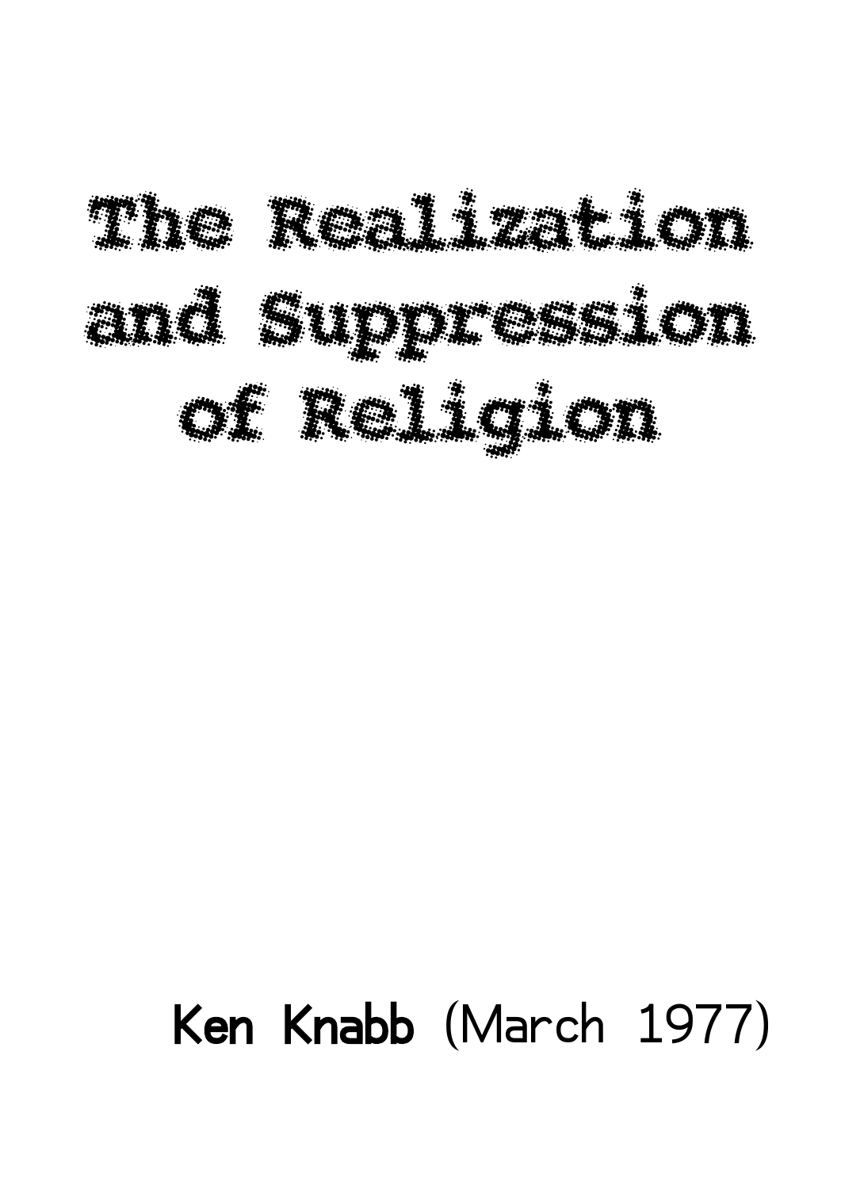# The Realization and Suppression of Religion

**Ken Knabb** (March 1977)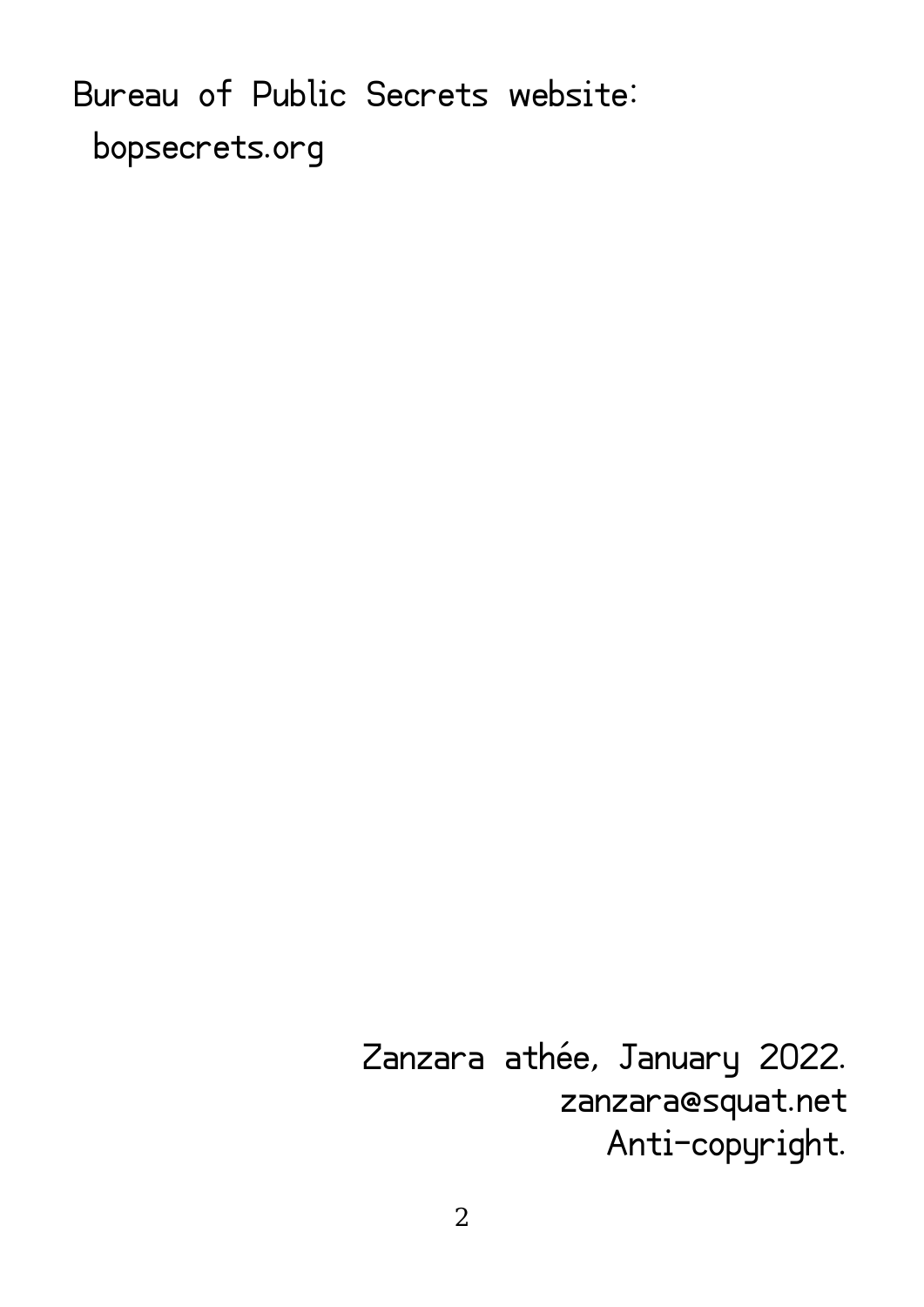Bureau of Public Secrets website:
bopsecrets.org

Zanzara athée, January 2022.
zanzara@squat.net
Anti-copyright.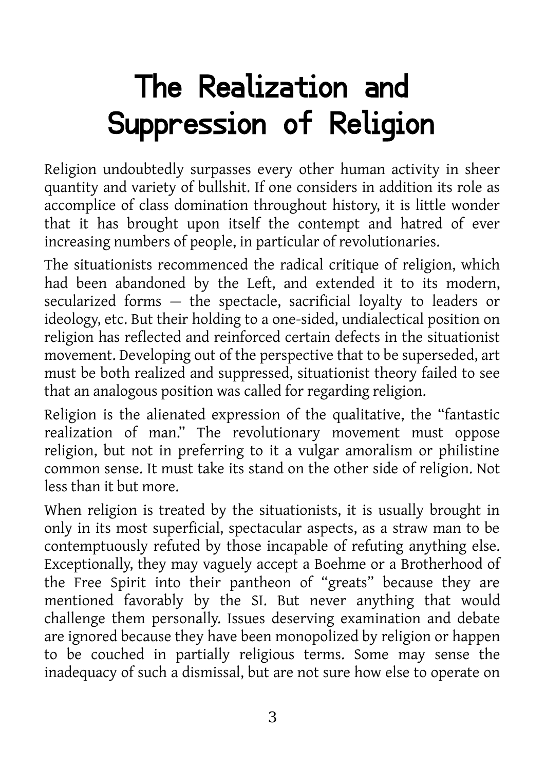# The Realization and Suppression of Religion

Religion undoubtedly surpasses every other human activity in sheer quantity and variety of bullshit. If one considers in addition its role as accomplice of class domination throughout history, it is little wonder that it has brought upon itself the contempt and hatred of ever increasing numbers of people, in particular of revolutionaries.

The situationists recommenced the radical critique of religion, which had been abandoned by the Left, and extended it to its modern, secularized forms — the spectacle, sacrificial loyalty to leaders or ideology, etc. But their holding to a one-sided, undialectical position on religion has reflected and reinforced certain defects in the situationist movement. Developing out of the perspective that to be superseded, art must be both realized and suppressed, situationist theory failed to see that an analogous position was called for regarding religion.

Religion is the alienated expression of the qualitative, the "fantastic realization of man." The revolutionary movement must oppose religion, but not in preferring to it a vulgar amoralism or philistine common sense. It must take its stand on the other side of religion. Not less than it but more.

When religion is treated by the situationists, it is usually brought in only in its most superficial, spectacular aspects, as a straw man to be contemptuously refuted by those incapable of refuting anything else. Exceptionally, they may vaguely accept a Boehme or a Brotherhood of the Free Spirit into their pantheon of "greats" because they are mentioned favorably by the SI. But never anything that would challenge them personally. Issues deserving examination and debate are ignored because they have been monopolized by religion or happen to be couched in partially religious terms. Some may sense the inadequacy of such a dismissal, but are not sure how else to operate on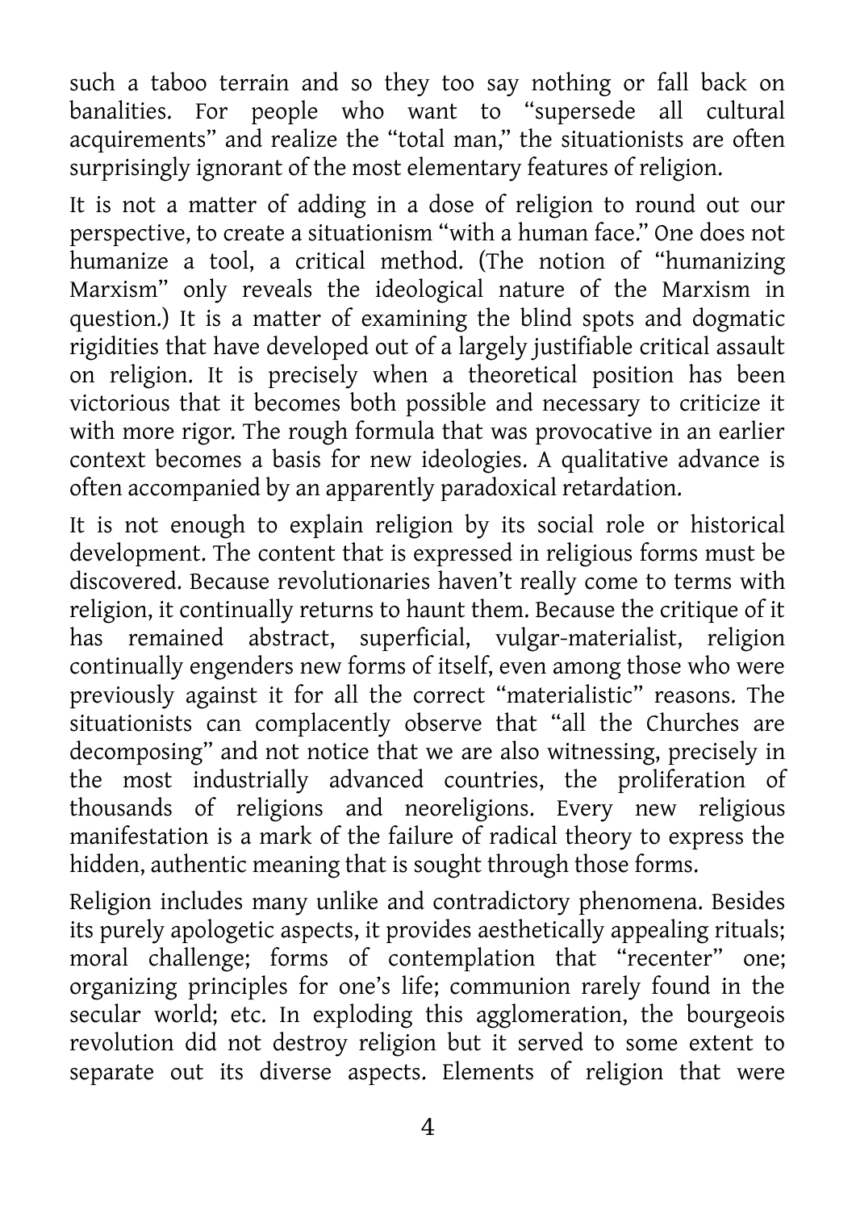such a taboo terrain and so they too say nothing or fall back on banalities. For people who want to "supersede all cultural acquirements" and realize the "total man," the situationists are often surprisingly ignorant of the most elementary features of religion.

It is not a matter of adding in a dose of religion to round out our perspective, to create a situationism "with a human face." One does not humanize a tool, a critical method. (The notion of "humanizing Marxism" only reveals the ideological nature of the Marxism in question.) It is a matter of examining the blind spots and dogmatic rigidities that have developed out of a largely justifiable critical assault on religion. It is precisely when a theoretical position has been victorious that it becomes both possible and necessary to criticize it with more rigor. The rough formula that was provocative in an earlier context becomes a basis for new ideologies. A qualitative advance is often accompanied by an apparently paradoxical retardation.

It is not enough to explain religion by its social role or historical development. The content that is expressed in religious forms must be discovered. Because revolutionaries haven't really come to terms with religion, it continually returns to haunt them. Because the critique of it has remained abstract, superficial, vulgar-materialist, religion continually engenders new forms of itself, even among those who were previously against it for all the correct "materialistic" reasons. The situationists can complacently observe that "all the Churches are decomposing" and not notice that we are also witnessing, precisely in the most industrially advanced countries, the proliferation of thousands of religions and neoreligions. Every new religious manifestation is a mark of the failure of radical theory to express the hidden, authentic meaning that is sought through those forms.

Religion includes many unlike and contradictory phenomena. Besides its purely apologetic aspects, it provides aesthetically appealing rituals; moral challenge; forms of contemplation that "recenter" one; organizing principles for one's life; communion rarely found in the secular world; etc. In exploding this agglomeration, the bourgeois revolution did not destroy religion but it served to some extent to separate out its diverse aspects. Elements of religion that were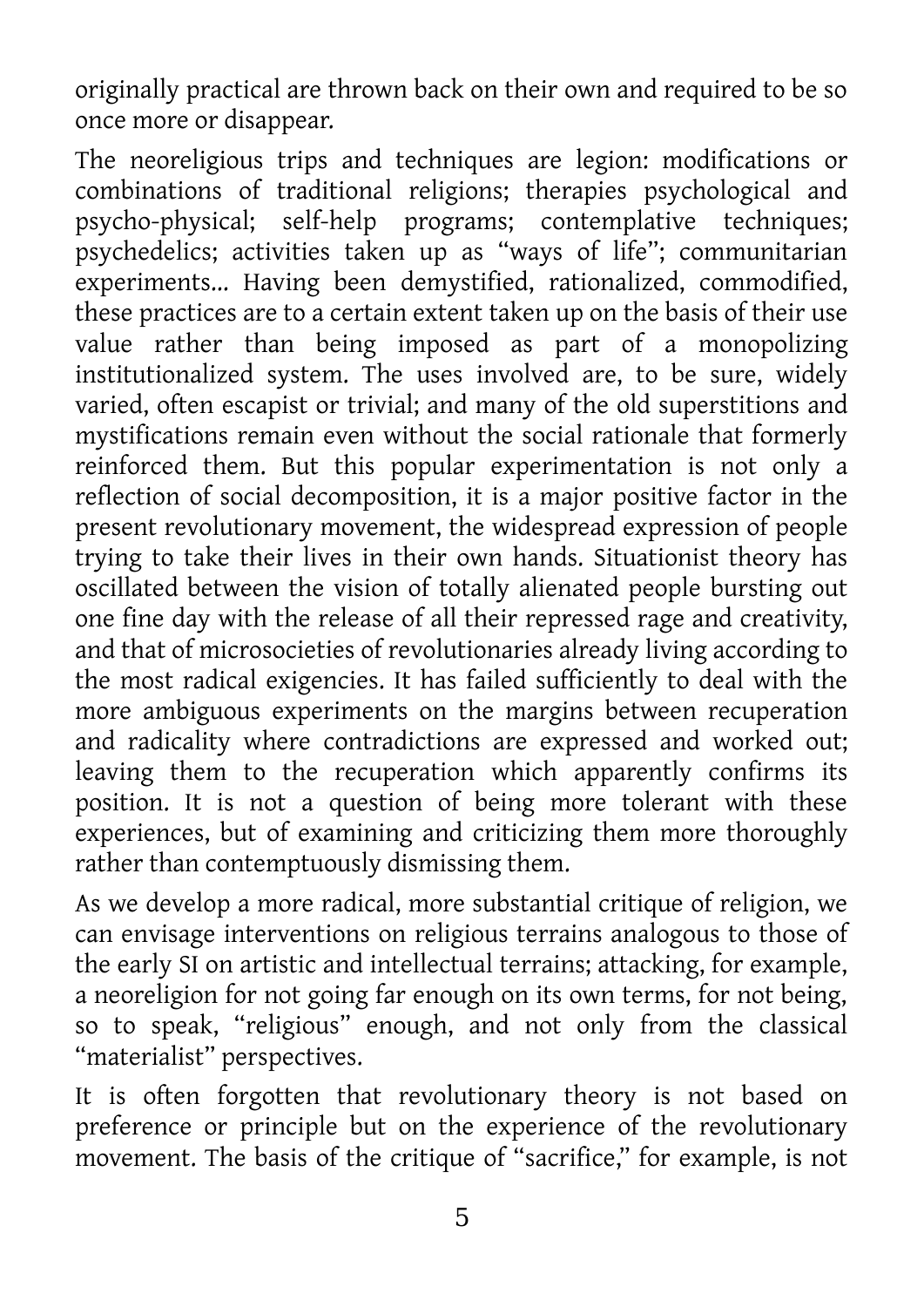originally practical are thrown back on their own and required to be so once more or disappear.

The neoreligious trips and techniques are legion: modifications or combinations of traditional religions; therapies psychological and psycho-physical; self-help programs; contemplative techniques; psychedelics; activities taken up as "ways of life"; communitarian experiments... Having been demystified, rationalized, commodified, these practices are to a certain extent taken up on the basis of their use value rather than being imposed as part of a monopolizing institutionalized system. The uses involved are, to be sure, widely varied, often escapist or trivial; and many of the old superstitions and mystifications remain even without the social rationale that formerly reinforced them. But this popular experimentation is not only a reflection of social decomposition, it is a major positive factor in the present revolutionary movement, the widespread expression of people trying to take their lives in their own hands. Situationist theory has oscillated between the vision of totally alienated people bursting out one fine day with the release of all their repressed rage and creativity, and that of microsocieties of revolutionaries already living according to the most radical exigencies. It has failed sufficiently to deal with the more ambiguous experiments on the margins between recuperation and radicality where contradictions are expressed and worked out; leaving them to the recuperation which apparently confirms its position. It is not a question of being more tolerant with these experiences, but of examining and criticizing them more thoroughly rather than contemptuously dismissing them.

As we develop a more radical, more substantial critique of religion, we can envisage interventions on religious terrains analogous to those of the early SI on artistic and intellectual terrains; attacking, for example, a neoreligion for not going far enough on its own terms, for not being, so to speak, "religious" enough, and not only from the classical "materialist" perspectives.

It is often forgotten that revolutionary theory is not based on preference or principle but on the experience of the revolutionary movement. The basis of the critique of "sacrifice," for example, is not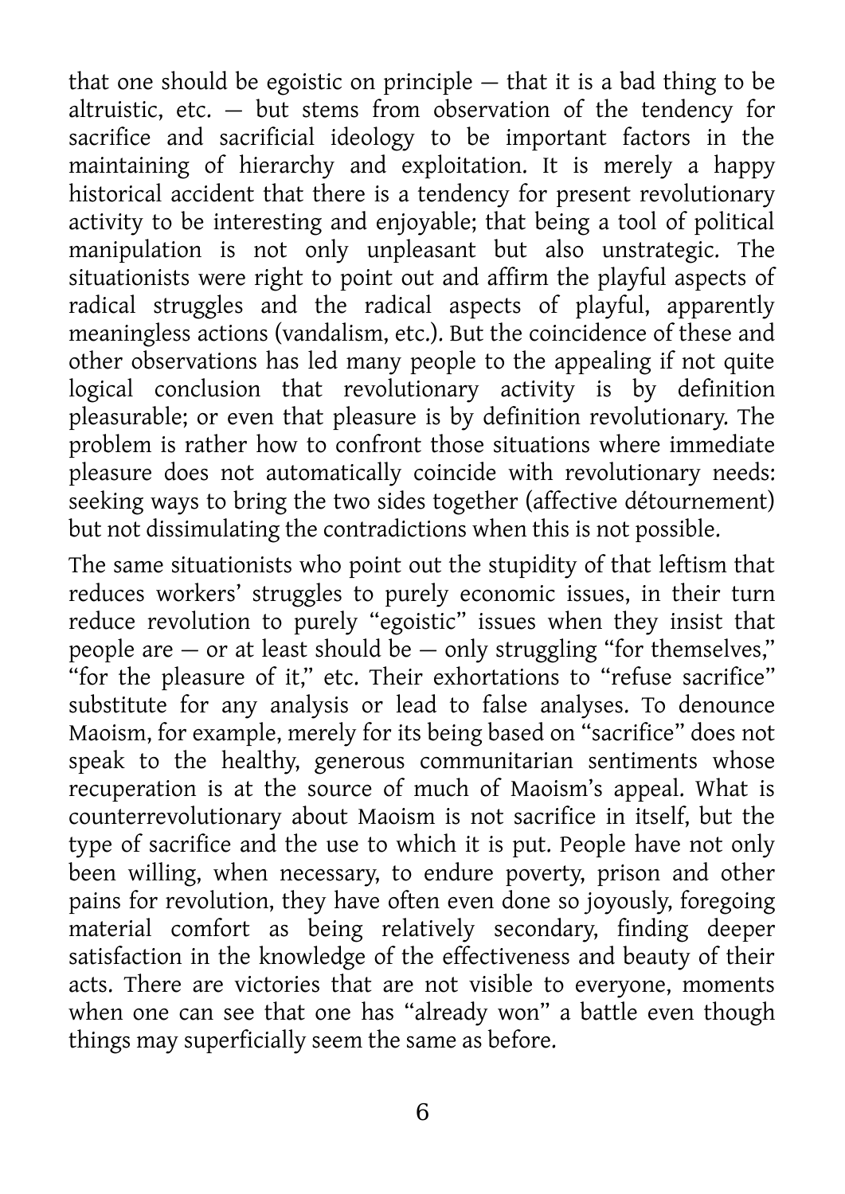that one should be egoistic on principle — that it is a bad thing to be altruistic, etc. — but stems from observation of the tendency for sacrifice and sacrificial ideology to be important factors in the maintaining of hierarchy and exploitation. It is merely a happy historical accident that there is a tendency for present revolutionary activity to be interesting and enjoyable; that being a tool of political manipulation is not only unpleasant but also unstrategic. The situationists were right to point out and affirm the playful aspects of radical struggles and the radical aspects of playful, apparently meaningless actions (vandalism, etc.). But the coincidence of these and other observations has led many people to the appealing if not quite logical conclusion that revolutionary activity is by definition pleasurable; or even that pleasure is by definition revolutionary. The problem is rather how to confront those situations where immediate pleasure does not automatically coincide with revolutionary needs: seeking ways to bring the two sides together (affective détournement) but not dissimulating the contradictions when this is not possible.

The same situationists who point out the stupidity of that leftism that reduces workers' struggles to purely economic issues, in their turn reduce revolution to purely "egoistic" issues when they insist that people are — or at least should be — only struggling "for themselves," "for the pleasure of it," etc. Their exhortations to "refuse sacrifice" substitute for any analysis or lead to false analyses. To denounce Maoism, for example, merely for its being based on "sacrifice" does not speak to the healthy, generous communitarian sentiments whose recuperation is at the source of much of Maoism's appeal. What is counterrevolutionary about Maoism is not sacrifice in itself, but the type of sacrifice and the use to which it is put. People have not only been willing, when necessary, to endure poverty, prison and other pains for revolution, they have often even done so joyously, foregoing material comfort as being relatively secondary, finding deeper satisfaction in the knowledge of the effectiveness and beauty of their acts. There are victories that are not visible to everyone, moments when one can see that one has "already won" a battle even though things may superficially seem the same as before.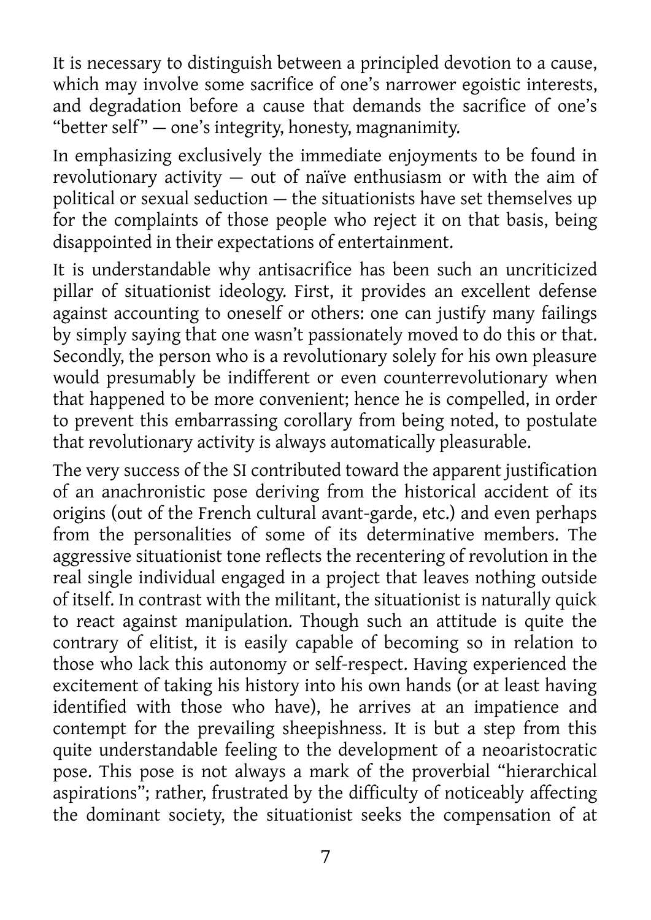It is necessary to distinguish between a principled devotion to a cause, which may involve some sacrifice of one's narrower egoistic interests, and degradation before a cause that demands the sacrifice of one's "better self" — one's integrity, honesty, magnanimity.

In emphasizing exclusively the immediate enjoyments to be found in revolutionary activity — out of naïve enthusiasm or with the aim of political or sexual seduction — the situationists have set themselves up for the complaints of those people who reject it on that basis, being disappointed in their expectations of entertainment.

It is understandable why antisacrifice has been such an uncriticized pillar of situationist ideology. First, it provides an excellent defense against accounting to oneself or others: one can justify many failings by simply saying that one wasn't passionately moved to do this or that. Secondly, the person who is a revolutionary solely for his own pleasure would presumably be indifferent or even counterrevolutionary when that happened to be more convenient; hence he is compelled, in order to prevent this embarrassing corollary from being noted, to postulate that revolutionary activity is always automatically pleasurable.

The very success of the SI contributed toward the apparent justification of an anachronistic pose deriving from the historical accident of its origins (out of the French cultural avant-garde, etc.) and even perhaps from the personalities of some of its determinative members. The aggressive situationist tone reflects the recentering of revolution in the real single individual engaged in a project that leaves nothing outside of itself. In contrast with the militant, the situationist is naturally quick to react against manipulation. Though such an attitude is quite the contrary of elitist, it is easily capable of becoming so in relation to those who lack this autonomy or self-respect. Having experienced the excitement of taking his history into his own hands (or at least having identified with those who have), he arrives at an impatience and contempt for the prevailing sheepishness. It is but a step from this quite understandable feeling to the development of a neoaristocratic pose. This pose is not always a mark of the proverbial "hierarchical aspirations"; rather, frustrated by the difficulty of noticeably affecting the dominant society, the situationist seeks the compensation of at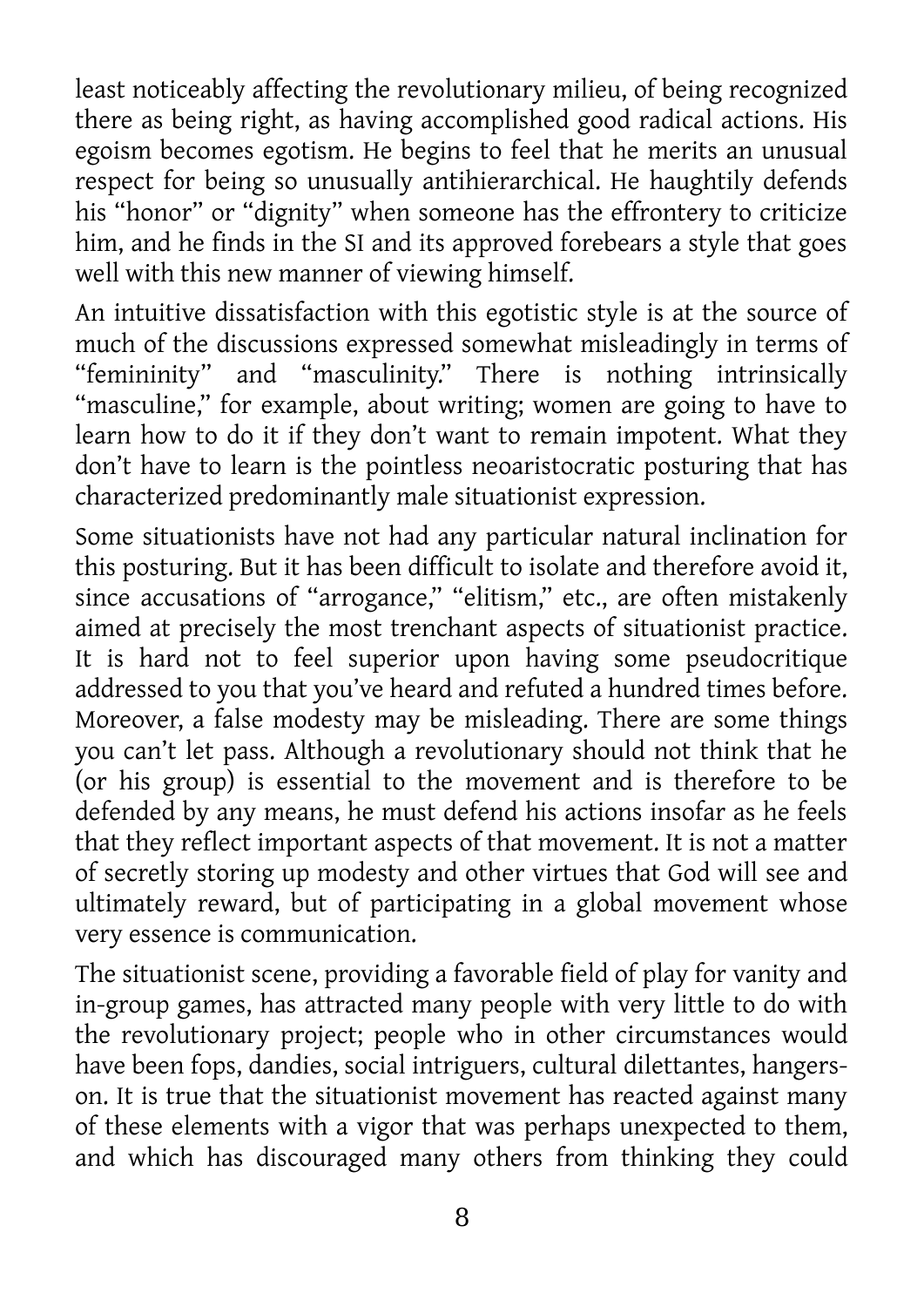least noticeably affecting the revolutionary milieu, of being recognized there as being right, as having accomplished good radical actions. His egoism becomes egotism. He begins to feel that he merits an unusual respect for being so unusually antihierarchical. He haughtily defends his "honor" or "dignity" when someone has the effrontery to criticize him, and he finds in the SI and its approved forebears a style that goes well with this new manner of viewing himself.

An intuitive dissatisfaction with this egotistic style is at the source of much of the discussions expressed somewhat misleadingly in terms of "femininity" and "masculinity." There is nothing intrinsically "masculine," for example, about writing; women are going to have to learn how to do it if they don't want to remain impotent. What they don't have to learn is the pointless neoaristocratic posturing that has characterized predominantly male situationist expression.

Some situationists have not had any particular natural inclination for this posturing. But it has been difficult to isolate and therefore avoid it, since accusations of "arrogance," "elitism," etc., are often mistakenly aimed at precisely the most trenchant aspects of situationist practice. It is hard not to feel superior upon having some pseudocritique addressed to you that you've heard and refuted a hundred times before. Moreover, a false modesty may be misleading. There are some things you can't let pass. Although a revolutionary should not think that he (or his group) is essential to the movement and is therefore to be defended by any means, he must defend his actions insofar as he feels that they reflect important aspects of that movement. It is not a matter of secretly storing up modesty and other virtues that God will see and ultimately reward, but of participating in a global movement whose very essence is communication.

The situationist scene, providing a favorable field of play for vanity and in-group games, has attracted many people with very little to do with the revolutionary project; people who in other circumstances would have been fops, dandies, social intriguers, cultural dilettantes, hangers-on. It is true that the situationist movement has reacted against many of these elements with a vigor that was perhaps unexpected to them, and which has discouraged many others from thinking they could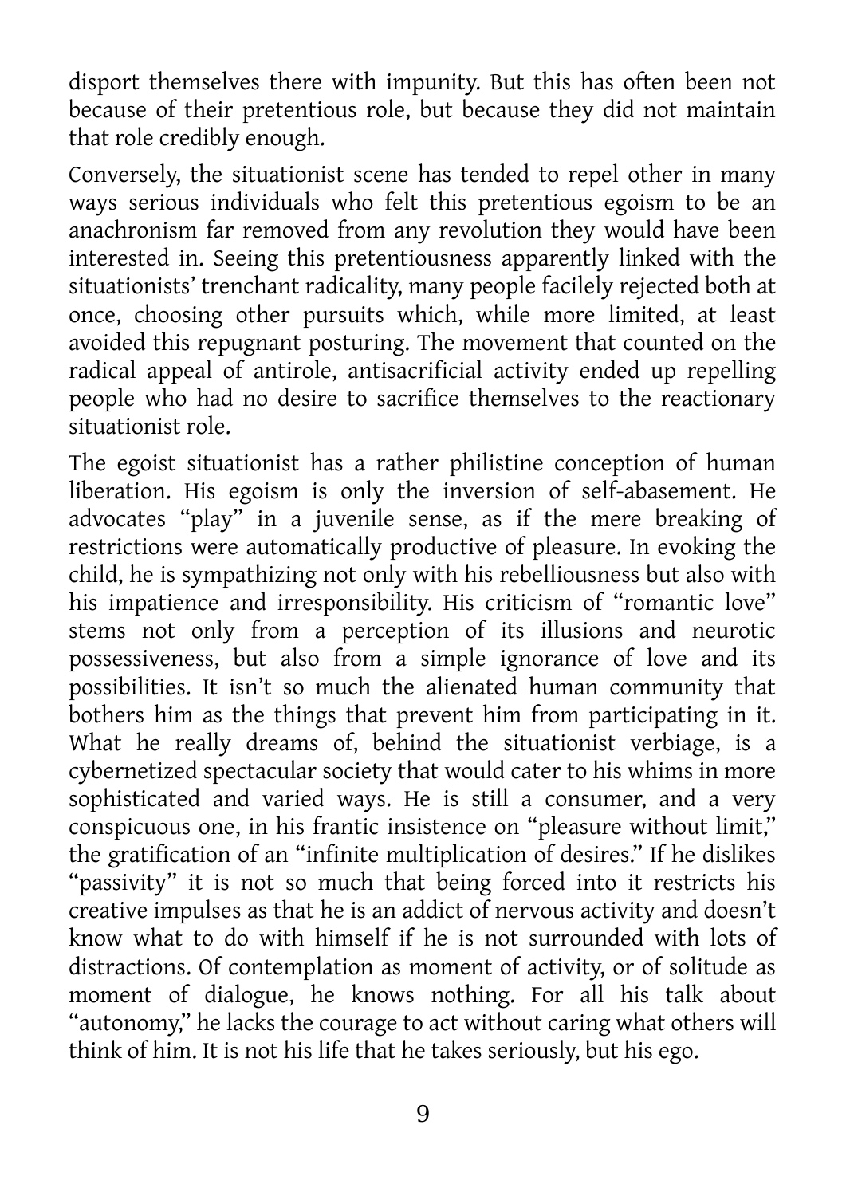disport themselves there with impunity. But this has often been not because of their pretentious role, but because they did not maintain that role credibly enough.

Conversely, the situationist scene has tended to repel other in many ways serious individuals who felt this pretentious egoism to be an anachronism far removed from any revolution they would have been interested in. Seeing this pretentiousness apparently linked with the situationists' trenchant radicality, many people facilely rejected both at once, choosing other pursuits which, while more limited, at least avoided this repugnant posturing. The movement that counted on the radical appeal of antirole, antisacrificial activity ended up repelling people who had no desire to sacrifice themselves to the reactionary situationist role.

The egoist situationist has a rather philistine conception of human liberation. His egoism is only the inversion of self-abasement. He advocates "play" in a juvenile sense, as if the mere breaking of restrictions were automatically productive of pleasure. In evoking the child, he is sympathizing not only with his rebelliousness but also with his impatience and irresponsibility. His criticism of "romantic love" stems not only from a perception of its illusions and neurotic possessiveness, but also from a simple ignorance of love and its possibilities. It isn't so much the alienated human community that bothers him as the things that prevent him from participating in it. What he really dreams of, behind the situationist verbiage, is a cybernetized spectacular society that would cater to his whims in more sophisticated and varied ways. He is still a consumer, and a very conspicuous one, in his frantic insistence on "pleasure without limit," the gratification of an "infinite multiplication of desires." If he dislikes "passivity" it is not so much that being forced into it restricts his creative impulses as that he is an addict of nervous activity and doesn't know what to do with himself if he is not surrounded with lots of distractions. Of contemplation as moment of activity, or of solitude as moment of dialogue, he knows nothing. For all his talk about "autonomy," he lacks the courage to act without caring what others will think of him. It is not his life that he takes seriously, but his ego.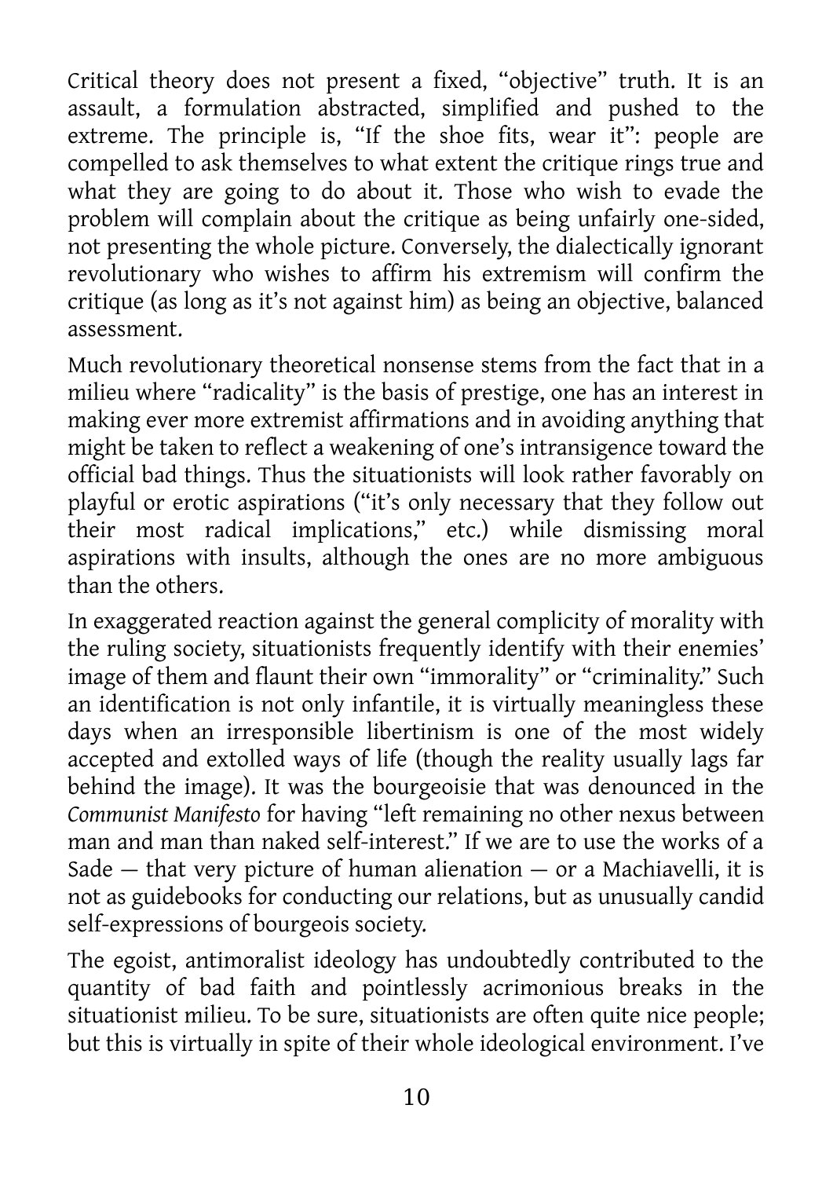Critical theory does not present a fixed, "objective" truth. It is an assault, a formulation abstracted, simplified and pushed to the extreme. The principle is, "If the shoe fits, wear it": people are compelled to ask themselves to what extent the critique rings true and what they are going to do about it. Those who wish to evade the problem will complain about the critique as being unfairly one-sided, not presenting the whole picture. Conversely, the dialectically ignorant revolutionary who wishes to affirm his extremism will confirm the critique (as long as it's not against him) as being an objective, balanced assessment.

Much revolutionary theoretical nonsense stems from the fact that in a milieu where "radicality" is the basis of prestige, one has an interest in making ever more extremist affirmations and in avoiding anything that might be taken to reflect a weakening of one's intransigence toward the official bad things. Thus the situationists will look rather favorably on playful or erotic aspirations ("it's only necessary that they follow out their most radical implications," etc.) while dismissing moral aspirations with insults, although the ones are no more ambiguous than the others.

In exaggerated reaction against the general complicity of morality with the ruling society, situationists frequently identify with their enemies' image of them and flaunt their own "immorality" or "criminality." Such an identification is not only infantile, it is virtually meaningless these days when an irresponsible libertinism is one of the most widely accepted and extolled ways of life (though the reality usually lags far behind the image). It was the bourgeoisie that was denounced in the *Communist Manifesto* for having "left remaining no other nexus between man and man than naked self-interest." If we are to use the works of a Sade — that very picture of human alienation — or a Machiavelli, it is not as guidebooks for conducting our relations, but as unusually candid self-expressions of bourgeois society.

The egoist, antimoralist ideology has undoubtedly contributed to the quantity of bad faith and pointlessly acrimonious breaks in the situationist milieu. To be sure, situationists are often quite nice people; but this is virtually in spite of their whole ideological environment. I've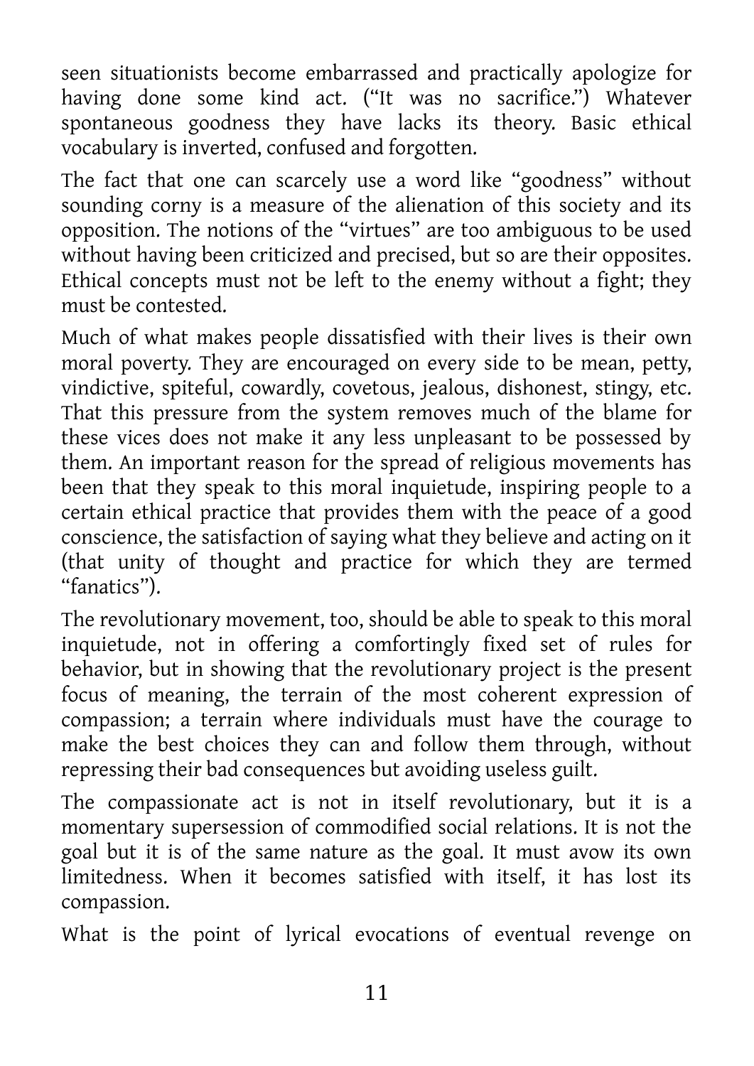seen situationists become embarrassed and practically apologize for having done some kind act. ("It was no sacrifice.") Whatever spontaneous goodness they have lacks its theory. Basic ethical vocabulary is inverted, confused and forgotten.

The fact that one can scarcely use a word like "goodness" without sounding corny is a measure of the alienation of this society and its opposition. The notions of the "virtues" are too ambiguous to be used without having been criticized and precised, but so are their opposites. Ethical concepts must not be left to the enemy without a fight; they must be contested.

Much of what makes people dissatisfied with their lives is their own moral poverty. They are encouraged on every side to be mean, petty, vindictive, spiteful, cowardly, covetous, jealous, dishonest, stingy, etc. That this pressure from the system removes much of the blame for these vices does not make it any less unpleasant to be possessed by them. An important reason for the spread of religious movements has been that they speak to this moral inquietude, inspiring people to a certain ethical practice that provides them with the peace of a good conscience, the satisfaction of saying what they believe and acting on it (that unity of thought and practice for which they are termed "fanatics").

The revolutionary movement, too, should be able to speak to this moral inquietude, not in offering a comfortingly fixed set of rules for behavior, but in showing that the revolutionary project is the present focus of meaning, the terrain of the most coherent expression of compassion; a terrain where individuals must have the courage to make the best choices they can and follow them through, without repressing their bad consequences but avoiding useless guilt.

The compassionate act is not in itself revolutionary, but it is a momentary supersession of commodified social relations. It is not the goal but it is of the same nature as the goal. It must avow its own limitedness. When it becomes satisfied with itself, it has lost its compassion.

What is the point of lyrical evocations of eventual revenge on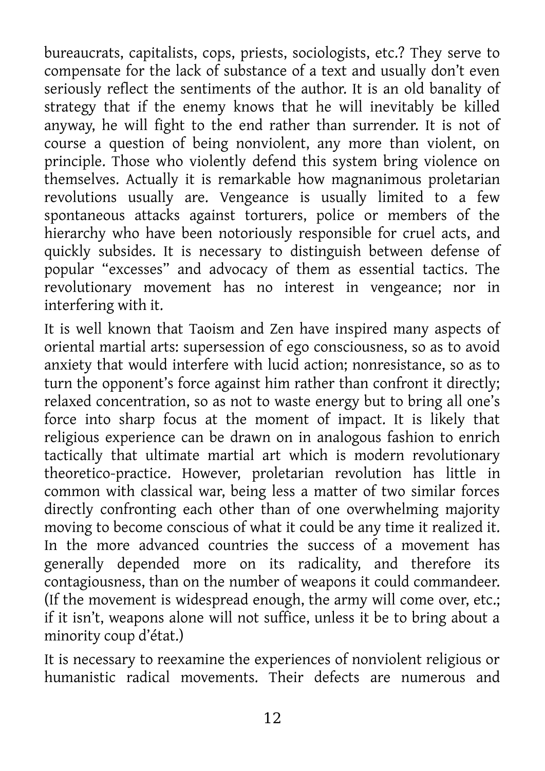bureaucrats, capitalists, cops, priests, sociologists, etc.? They serve to compensate for the lack of substance of a text and usually don't even seriously reflect the sentiments of the author. It is an old banality of strategy that if the enemy knows that he will inevitably be killed anyway, he will fight to the end rather than surrender. It is not of course a question of being nonviolent, any more than violent, on principle. Those who violently defend this system bring violence on themselves. Actually it is remarkable how magnanimous proletarian revolutions usually are. Vengeance is usually limited to a few spontaneous attacks against torturers, police or members of the hierarchy who have been notoriously responsible for cruel acts, and quickly subsides. It is necessary to distinguish between defense of popular "excesses" and advocacy of them as essential tactics. The revolutionary movement has no interest in vengeance; nor in interfering with it.

It is well known that Taoism and Zen have inspired many aspects of oriental martial arts: supersession of ego consciousness, so as to avoid anxiety that would interfere with lucid action; nonresistance, so as to turn the opponent's force against him rather than confront it directly; relaxed concentration, so as not to waste energy but to bring all one's force into sharp focus at the moment of impact. It is likely that religious experience can be drawn on in analogous fashion to enrich tactically that ultimate martial art which is modern revolutionary theoretico-practice. However, proletarian revolution has little in common with classical war, being less a matter of two similar forces directly confronting each other than of one overwhelming majority moving to become conscious of what it could be any time it realized it. In the more advanced countries the success of a movement has generally depended more on its radicality, and therefore its contagiousness, than on the number of weapons it could commandeer. (If the movement is widespread enough, the army will come over, etc.; if it isn't, weapons alone will not suffice, unless it be to bring about a minority coup d'état.)

It is necessary to reexamine the experiences of nonviolent religious or humanistic radical movements. Their defects are numerous and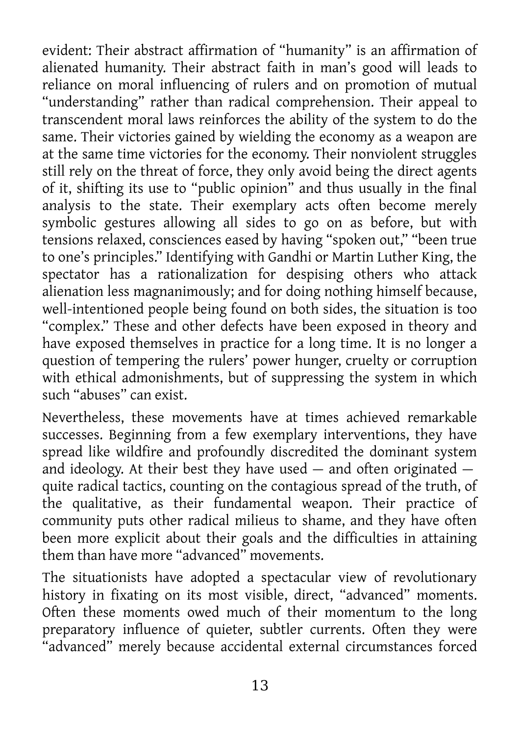evident: Their abstract affirmation of "humanity" is an affirmation of alienated humanity. Their abstract faith in man's good will leads to reliance on moral influencing of rulers and on promotion of mutual "understanding" rather than radical comprehension. Their appeal to transcendent moral laws reinforces the ability of the system to do the same. Their victories gained by wielding the economy as a weapon are at the same time victories for the economy. Their nonviolent struggles still rely on the threat of force, they only avoid being the direct agents of it, shifting its use to "public opinion" and thus usually in the final analysis to the state. Their exemplary acts often become merely symbolic gestures allowing all sides to go on as before, but with tensions relaxed, consciences eased by having "spoken out," "been true to one's principles." Identifying with Gandhi or Martin Luther King, the spectator has a rationalization for despising others who attack alienation less magnanimously; and for doing nothing himself because, well-intentioned people being found on both sides, the situation is too "complex." These and other defects have been exposed in theory and have exposed themselves in practice for a long time. It is no longer a question of tempering the rulers' power hunger, cruelty or corruption with ethical admonishments, but of suppressing the system in which such "abuses" can exist.

Nevertheless, these movements have at times achieved remarkable successes. Beginning from a few exemplary interventions, they have spread like wildfire and profoundly discredited the dominant system and ideology. At their best they have used — and often originated — quite radical tactics, counting on the contagious spread of the truth, of the qualitative, as their fundamental weapon. Their practice of community puts other radical milieus to shame, and they have often been more explicit about their goals and the difficulties in attaining them than have more "advanced" movements.

The situationists have adopted a spectacular view of revolutionary history in fixating on its most visible, direct, "advanced" moments. Often these moments owed much of their momentum to the long preparatory influence of quieter, subtler currents. Often they were "advanced" merely because accidental external circumstances forced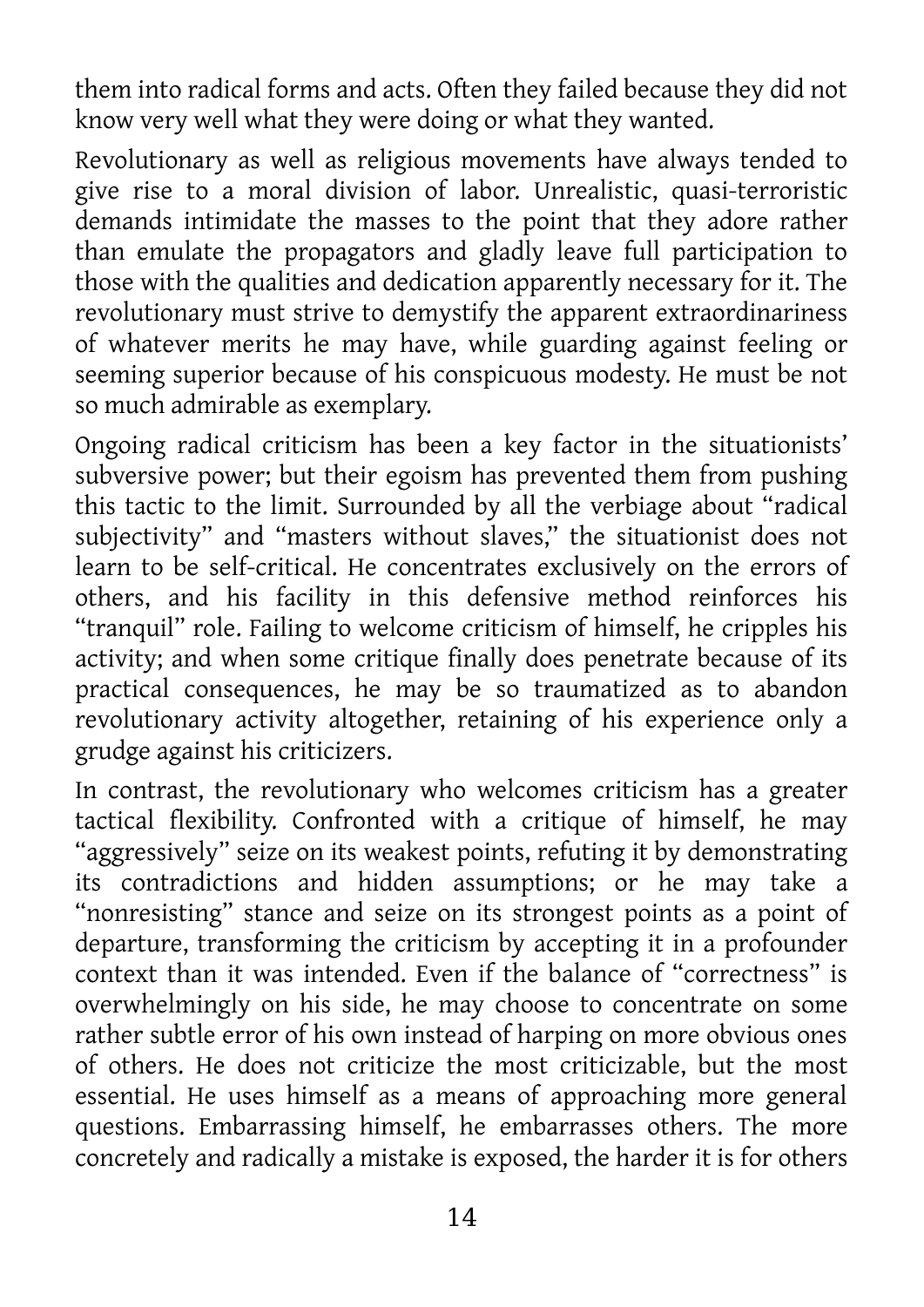them into radical forms and acts. Often they failed because they did not know very well what they were doing or what they wanted.

Revolutionary as well as religious movements have always tended to give rise to a moral division of labor. Unrealistic, quasi-terroristic demands intimidate the masses to the point that they adore rather than emulate the propagators and gladly leave full participation to those with the qualities and dedication apparently necessary for it. The revolutionary must strive to demystify the apparent extraordinariness of whatever merits he may have, while guarding against feeling or seeming superior because of his conspicuous modesty. He must be not so much admirable as exemplary.

Ongoing radical criticism has been a key factor in the situationists' subversive power; but their egoism has prevented them from pushing this tactic to the limit. Surrounded by all the verbiage about "radical subjectivity" and "masters without slaves," the situationist does not learn to be self-critical. He concentrates exclusively on the errors of others, and his facility in this defensive method reinforces his "tranquil" role. Failing to welcome criticism of himself, he cripples his activity; and when some critique finally does penetrate because of its practical consequences, he may be so traumatized as to abandon revolutionary activity altogether, retaining of his experience only a grudge against his criticizers.

In contrast, the revolutionary who welcomes criticism has a greater tactical flexibility. Confronted with a critique of himself, he may "aggressively" seize on its weakest points, refuting it by demonstrating its contradictions and hidden assumptions; or he may take a "nonresisting" stance and seize on its strongest points as a point of departure, transforming the criticism by accepting it in a profounder context than it was intended. Even if the balance of "correctness" is overwhelmingly on his side, he may choose to concentrate on some rather subtle error of his own instead of harping on more obvious ones of others. He does not criticize the most criticizable, but the most essential. He uses himself as a means of approaching more general questions. Embarrassing himself, he embarrasses others. The more concretely and radically a mistake is exposed, the harder it is for others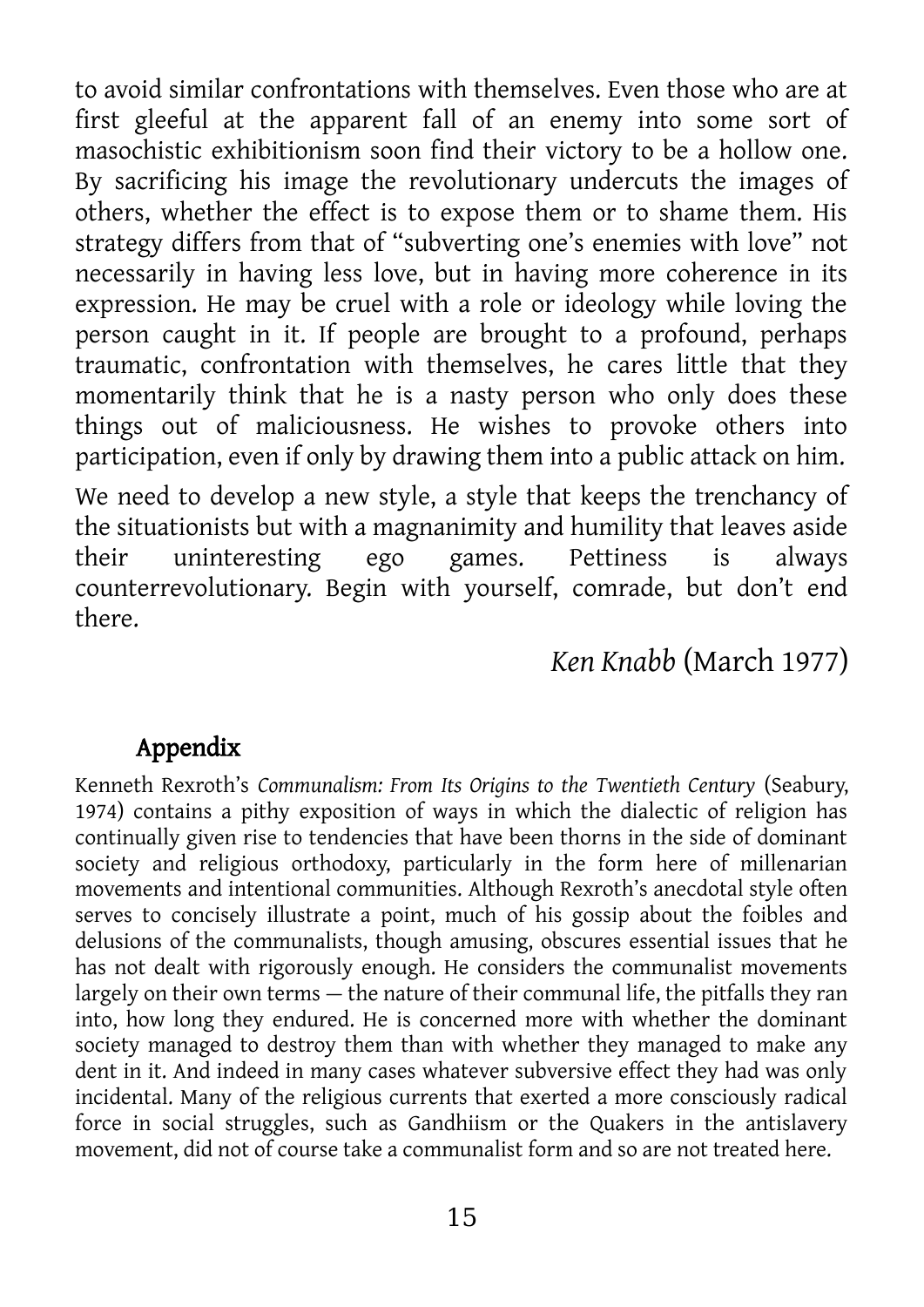to avoid similar confrontations with themselves. Even those who are at first gleeful at the apparent fall of an enemy into some sort of masochistic exhibitionism soon find their victory to be a hollow one. By sacrificing his image the revolutionary undercuts the images of others, whether the effect is to expose them or to shame them. His strategy differs from that of "subverting one's enemies with love" not necessarily in having less love, but in having more coherence in its expression. He may be cruel with a role or ideology while loving the person caught in it. If people are brought to a profound, perhaps traumatic, confrontation with themselves, he cares little that they momentarily think that he is a nasty person who only does these things out of maliciousness. He wishes to provoke others into participation, even if only by drawing them into a public attack on him.

We need to develop a new style, a style that keeps the trenchancy of the situationists but with a magnanimity and humility that leaves aside their uninteresting ego games. Pettiness is always counterrevolutionary. Begin with yourself, comrade, but don't end there.

*Ken Knabb* (March 1977)

## Appendix

Kenneth Rexroth's *Communalism: From Its Origins to the Twentieth Century* (Seabury, 1974) contains a pithy exposition of ways in which the dialectic of religion has continually given rise to tendencies that have been thorns in the side of dominant society and religious orthodoxy, particularly in the form here of millenarian movements and intentional communities. Although Rexroth's anecdotal style often serves to concisely illustrate a point, much of his gossip about the foibles and delusions of the communalists, though amusing, obscures essential issues that he has not dealt with rigorously enough. He considers the communalist movements largely on their own terms — the nature of their communal life, the pitfalls they ran into, how long they endured. He is concerned more with whether the dominant society managed to destroy them than with whether they managed to make any dent in it. And indeed in many cases whatever subversive effect they had was only incidental. Many of the religious currents that exerted a more consciously radical force in social struggles, such as Gandhiism or the Quakers in the antislavery movement, did not of course take a communalist form and so are not treated here.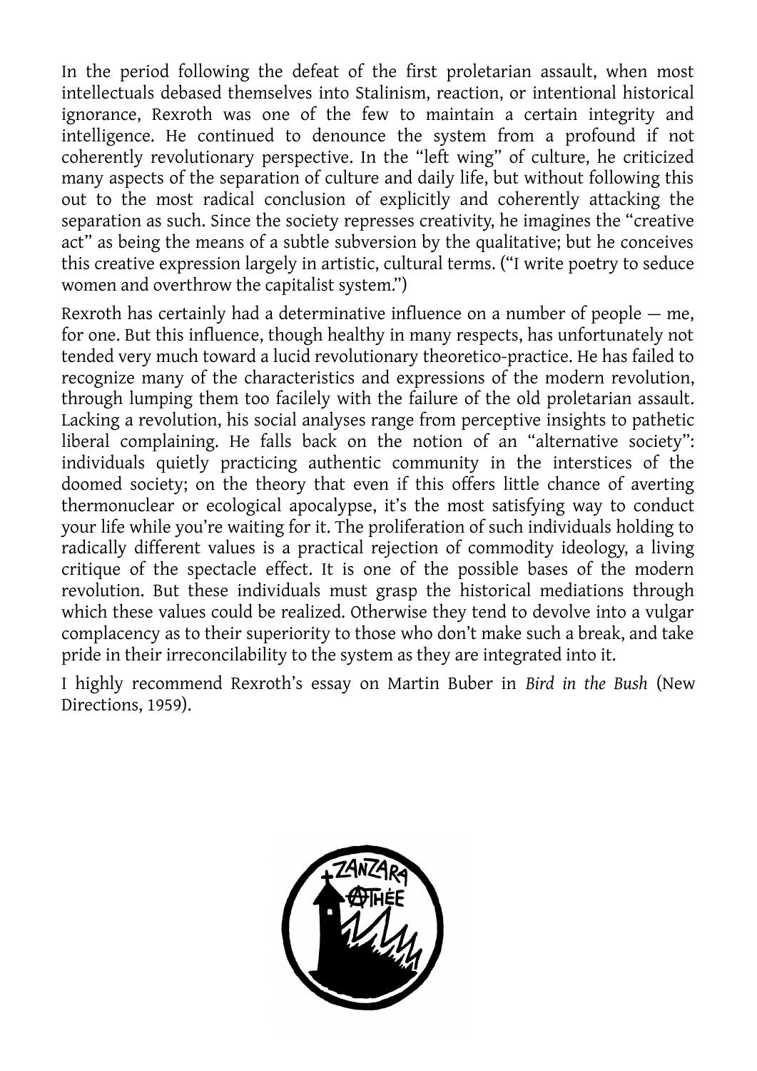In the period following the defeat of the first proletarian assault, when most intellectuals debased themselves into Stalinism, reaction, or intentional historical ignorance, Rexroth was one of the few to maintain a certain integrity and intelligence. He continued to denounce the system from a profound if not coherently revolutionary perspective. In the "left wing" of culture, he criticized many aspects of the separation of culture and daily life, but without following this out to the most radical conclusion of explicitly and coherently attacking the separation as such. Since the society represses creativity, he imagines the "creative act" as being the means of a subtle subversion by the qualitative; but he conceives this creative expression largely in artistic, cultural terms. ("I write poetry to seduce women and overthrow the capitalist system.")

Rexroth has certainly had a determinative influence on a number of people — me, for one. But this influence, though healthy in many respects, has unfortunately not tended very much toward a lucid revolutionary theoretico-practice. He has failed to recognize many of the characteristics and expressions of the modern revolution, through lumping them too facilely with the failure of the old proletarian assault. Lacking a revolution, his social analyses range from perceptive insights to pathetic liberal complaining. He falls back on the notion of an "alternative society": individuals quietly practicing authentic community in the interstices of the doomed society; on the theory that even if this offers little chance of averting thermonuclear or ecological apocalypse, it's the most satisfying way to conduct your life while you're waiting for it. The proliferation of such individuals holding to radically different values is a practical rejection of commodity ideology, a living critique of the spectacle effect. It is one of the possible bases of the modern revolution. But these individuals must grasp the historical mediations through which these values could be realized. Otherwise they tend to devolve into a vulgar complacency as to their superiority to those who don't make such a break, and take pride in their irreconcilability to the system as they are integrated into it.

I highly recommend Rexroth's essay on Martin Buber in *Bird in the Bush* (New Directions, 1959).